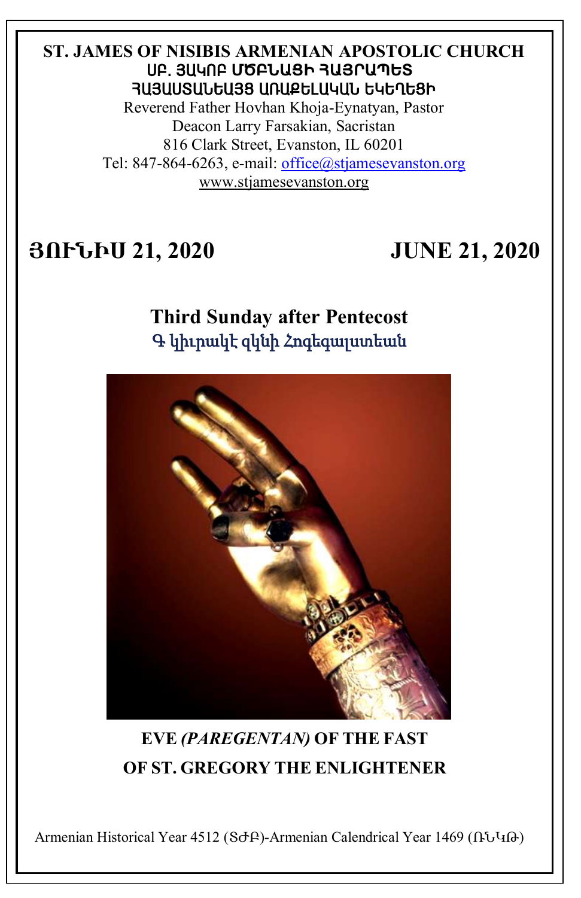**ST. JAMES OF NISIBIS ARMENIAN APOSTOLIC CHURCH**
**ՍԲ. ՅԱԿՈԲ ՄԾԲՆԱՑԻ ՀԱՅՐԱՊԵՏ**
**ՀԱՅԱՍՏԱՆԵԱՅՑ ԱՌԱՔԵԼԱԿԱՆ ԵԿԵՂԵՑԻ**

Reverend Father Hovhan Khoja-Eynatyan, Pastor
Deacon Larry Farsakian, Sacristan
816 Clark Street, Evanston, IL 60201
Tel: 847-864-6263, e-mail: office@stjamesevanston.org
www.stjamesevanston.org

# ՅՈՒՆԻՍ 21, 2020 JUNE 21, 2020

## Third Sunday after Pentecost
## Գ կիւրակէ զկնի Հոգեգալստեան

**EVE *(PAREGENTAN)* OF THE FAST OF ST. GREGORY THE ENLIGHTENER**

Armenian Historical Year 4512 (ՏԺԲ)-Armenian Calendrical Year 1469 (ՌՆԿԹ)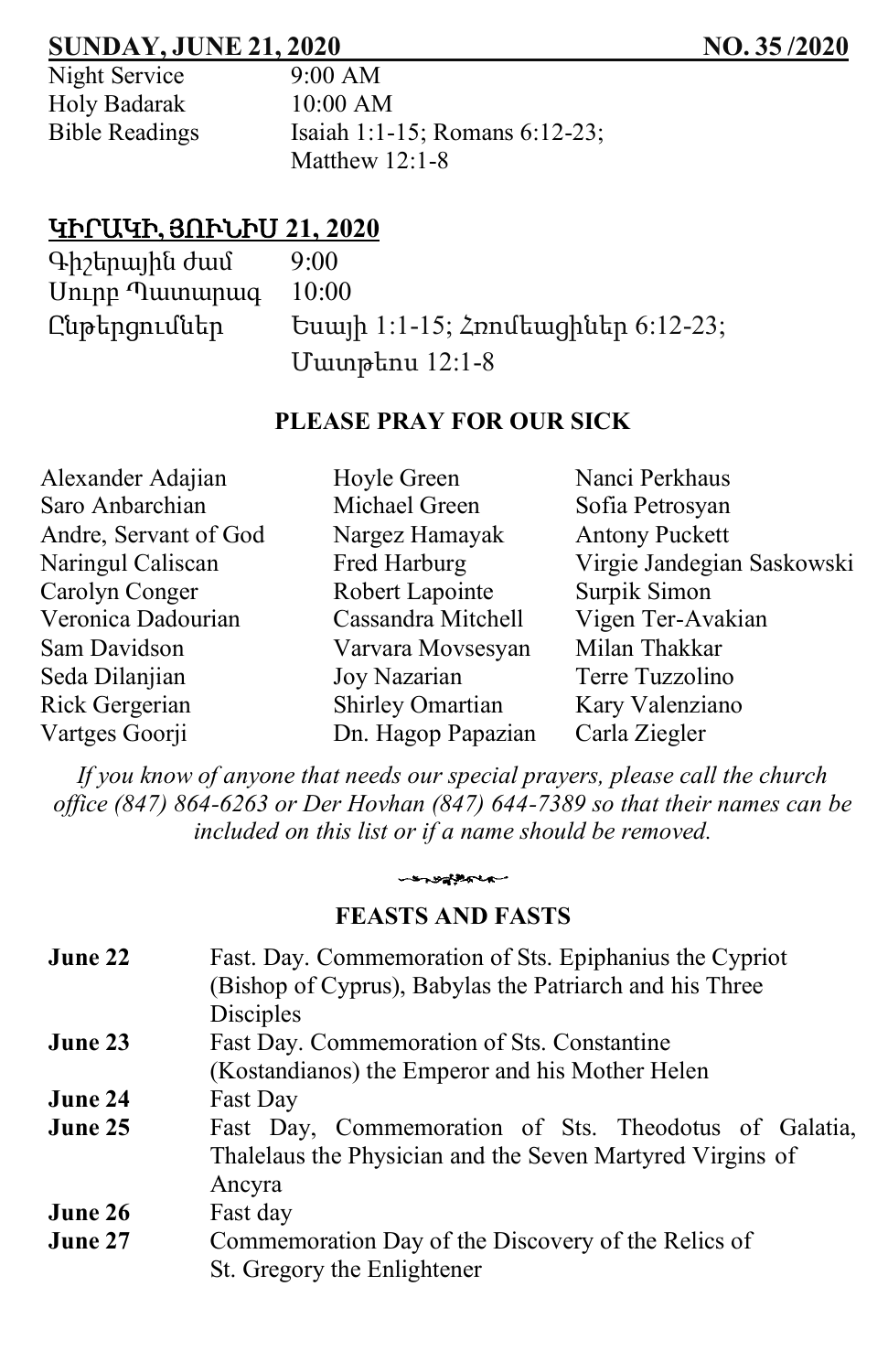**SUNDAY, JUNE 21, 2020** **NO. 35 /2020**

| | |
|---|---|
| Night Service | 9:00 AM |
| Holy Badarak | 10:00 AM |
| Bible Readings | Isaiah 1:1-15; Romans 6:12-23; Matthew 12:1-8 |

**ԿԻՐԱԿԻ, ՅՈՒՆԻՍ 21, 2020**

| | |
|---|---|
| Գիշերային ժամ | 9:00 |
| Սուրբ Պատարագ | 10:00 |
| Ընթերցումներ | Եսայի 1:1-15; Հռոմեացիներ 6:12-23; Մատթեոս 12:1-8 |

## PLEASE PRAY FOR OUR SICK

| | | |
|---|---|---|
| Alexander Adajian | Hoyle Green | Nanci Perkhaus |
| Saro Anbarchian | Michael Green | Sofia Petrosyan |
| Andre, Servant of God | Nargez Hamayak | Antony Puckett |
| Naringul Caliscan | Fred Harburg | Virgie Jandegian Saskowski |
| Carolyn Conger | Robert Lapointe | Surpik Simon |
| Veronica Dadourian | Cassandra Mitchell | Vigen Ter-Avakian |
| Sam Davidson | Varvara Movsesyan | Milan Thakkar |
| Seda Dilanjian | Joy Nazarian | Terre Tuzzolino |
| Rick Gergerian | Shirley Omartian | Kary Valenziano |
| Vartges Goorji | Dn. Hagop Papazian | Carla Ziegler |

*If you know of anyone that needs our special prayers, please call the church office (847) 864-6263 or Der Hovhan (847) 644-7389 so that their names can be included on this list or if a name should be removed.*

## FEASTS AND FASTS

| | |
|---|---|
| **June 22** | Fast. Day. Commemoration of Sts. Epiphanius the Cypriot (Bishop of Cyprus), Babylas the Patriarch and his Three Disciples |
| **June 23** | Fast Day. Commemoration of Sts. Constantine (Kostandianos) the Emperor and his Mother Helen |
| **June 24** | Fast Day |
| **June 25** | Fast Day, Commemoration of Sts. Theodotus of Galatia, Thalelaus the Physician and the Seven Martyred Virgins of Ancyra |
| **June 26** | Fast day |
| **June 27** | Commemoration Day of the Discovery of the Relics of St. Gregory the Enlightener |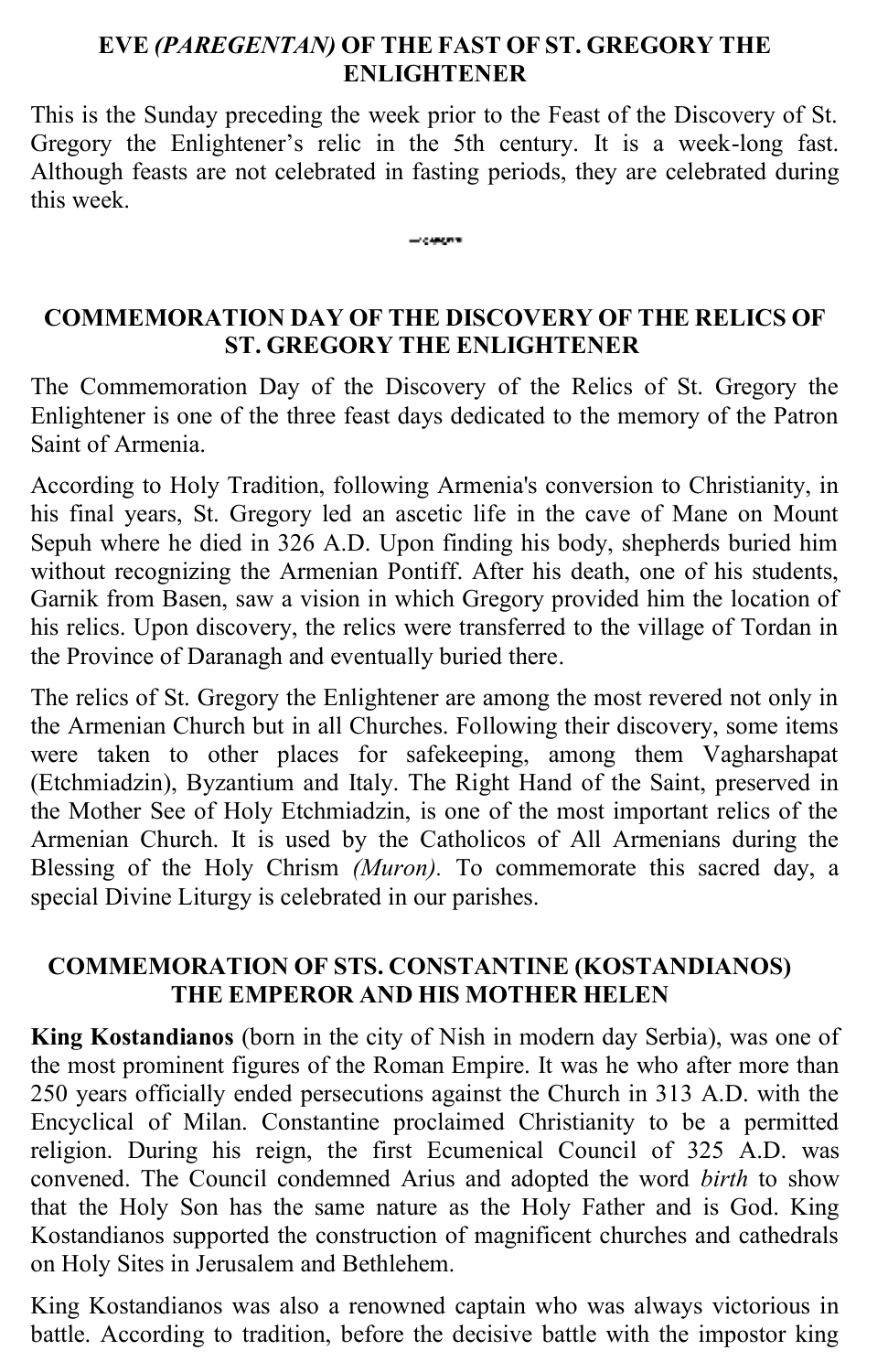## EVE *(PAREGENTAN)* OF THE FAST OF ST. GREGORY THE ENLIGHTENER

This is the Sunday preceding the week prior to the Feast of the Discovery of St. Gregory the Enlightener's relic in the 5th century. It is a week-long fast. Although feasts are not celebrated in fasting periods, they are celebrated during this week.

## COMMEMORATION DAY OF THE DISCOVERY OF THE RELICS OF ST. GREGORY THE ENLIGHTENER

The Commemoration Day of the Discovery of the Relics of St. Gregory the Enlightener is one of the three feast days dedicated to the memory of the Patron Saint of Armenia.

According to Holy Tradition, following Armenia's conversion to Christianity, in his final years, St. Gregory led an ascetic life in the cave of Mane on Mount Sepuh where he died in 326 A.D. Upon finding his body, shepherds buried him without recognizing the Armenian Pontiff. After his death, one of his students, Garnik from Basen, saw a vision in which Gregory provided him the location of his relics. Upon discovery, the relics were transferred to the village of Tordan in the Province of Daranagh and eventually buried there.

The relics of St. Gregory the Enlightener are among the most revered not only in the Armenian Church but in all Churches. Following their discovery, some items were taken to other places for safekeeping, among them Vagharshapat (Etchmiadzin), Byzantium and Italy. The Right Hand of the Saint, preserved in the Mother See of Holy Etchmiadzin, is one of the most important relics of the Armenian Church. It is used by the Catholicos of All Armenians during the Blessing of the Holy Chrism *(Muron)*. To commemorate this sacred day, a special Divine Liturgy is celebrated in our parishes.

## COMMEMORATION OF STS. CONSTANTINE (KOSTANDIANOS) THE EMPEROR AND HIS MOTHER HELEN

**King Kostandianos** (born in the city of Nish in modern day Serbia), was one of the most prominent figures of the Roman Empire. It was he who after more than 250 years officially ended persecutions against the Church in 313 A.D. with the Encyclical of Milan. Constantine proclaimed Christianity to be a permitted religion. During his reign, the first Ecumenical Council of 325 A.D. was convened. The Council condemned Arius and adopted the word *birth* to show that the Holy Son has the same nature as the Holy Father and is God. King Kostandianos supported the construction of magnificent churches and cathedrals on Holy Sites in Jerusalem and Bethlehem.

King Kostandianos was also a renowned captain who was always victorious in battle. According to tradition, before the decisive battle with the impostor king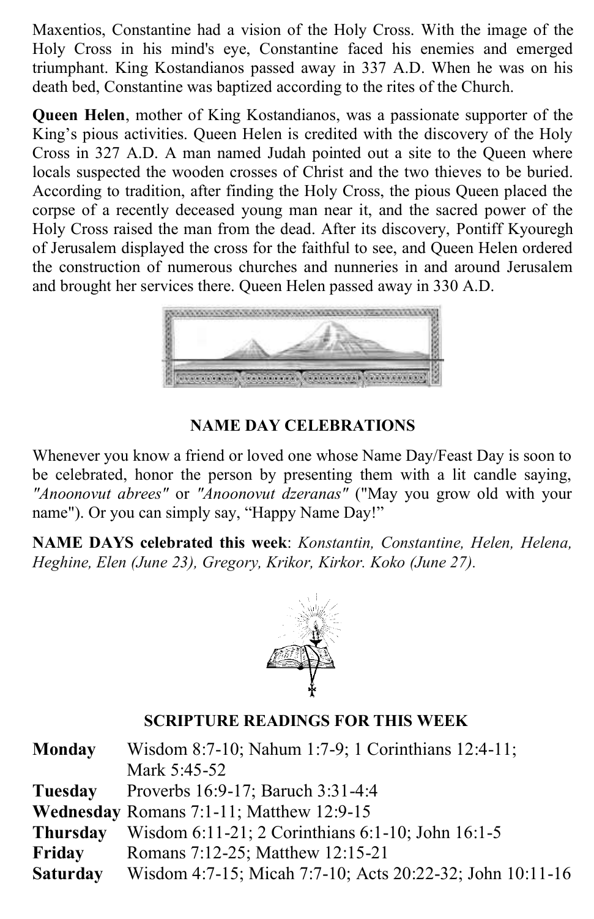Maxentios, Constantine had a vision of the Holy Cross. With the image of the Holy Cross in his mind's eye, Constantine faced his enemies and emerged triumphant. King Kostandianos passed away in 337 A.D. When he was on his death bed, Constantine was baptized according to the rites of the Church.

**Queen Helen**, mother of King Kostandianos, was a passionate supporter of the King's pious activities. Queen Helen is credited with the discovery of the Holy Cross in 327 A.D. A man named Judah pointed out a site to the Queen where locals suspected the wooden crosses of Christ and the two thieves to be buried. According to tradition, after finding the Holy Cross, the pious Queen placed the corpse of a recently deceased young man near it, and the sacred power of the Holy Cross raised the man from the dead. After its discovery, Pontiff Kyouregh of Jerusalem displayed the cross for the faithful to see, and Queen Helen ordered the construction of numerous churches and nunneries in and around Jerusalem and brought her services there. Queen Helen passed away in 330 A.D.

### NAME DAY CELEBRATIONS

Whenever you know a friend or loved one whose Name Day/Feast Day is soon to be celebrated, honor the person by presenting them with a lit candle saying, *"Anoonovut abrees"* or *"Anoonovut dzeranas"* ("May you grow old with your name"). Or you can simply say, "Happy Name Day!"

**NAME DAYS celebrated this week**: *Konstantin, Constantine, Helen, Helena, Heghine, Elen (June 23), Gregory, Krikor, Kirkor. Koko (June 27).*

### SCRIPTURE READINGS FOR THIS WEEK

| | |
|---|---|
| **Monday** | Wisdom 8:7-10; Nahum 1:7-9; 1 Corinthians 12:4-11; Mark 5:45-52 |
| **Tuesday** | Proverbs 16:9-17; Baruch 3:31-4:4 |
| **Wednesday** | Romans 7:1-11; Matthew 12:9-15 |
| **Thursday** | Wisdom 6:11-21; 2 Corinthians 6:1-10; John 16:1-5 |
| **Friday** | Romans 7:12-25; Matthew 12:15-21 |
| **Saturday** | Wisdom 4:7-15; Micah 7:7-10; Acts 20:22-32; John 10:11-16 |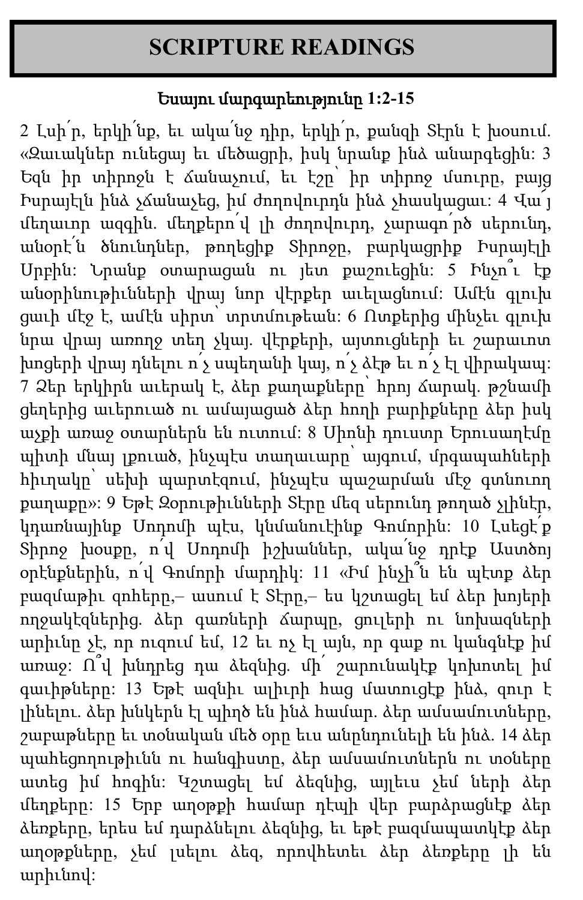# SCRIPTURE READINGS

**Եսայու մարգարեությունը 1:2-15**

2 Լսի՛ր, երկի՛նք, եւ ակա՛նջ դիր, երկի՛ր, քանզի Տէրն է խօսում. «Զաւակներ ունեցայ եւ մեծացրի, իսկ նրանք ինձ անարգեցին: 3 Եզն իր տիրոջն է ճանաչում, եւ էշը՝ իր տիրոջ մսուրը, բայց Իսրայէլն ինձ չճանաչեց, իմ ժողովուրդն ինձ չիասկացաւ: 4 Վա՜յ մեղաւոր ազգին. մեղքերո՛վ լի ժողովուրդ, չարագո՛րծ սերունդ, անօրէ՛ն ծնունդներ, թողեցիք Տիրոջը, բարկացրիք Իսրայէլի Սրբին: Նրանք օտարացան ու յետ քաշուեցին: 5 Ինչո՞ւ էք անօրինութիւնների վրայ նոր վէրքեր աւելացնում: Ամէն գլուխ ցաւի մէջ է, ամէն սիրտ՝ տրտմութեան: 6 Ոտքերից մինչեւ գլուխ նրա վրայ առողջ տեղ չկայ. վէրքերի, այտուցների եւ շարաւոտ խոցերի վրայ դնելու ո՛չ սպեղանի կայ, ո՛չ ձէթ եւ ո՛չ էլ վիրակապ: 7 Ձեր երկիրն աւերակ է, ձեր քաղաքները՝ հրոյ ճարակ. թշնամի ցեղերից աւերուած ու ամայացած ձեր հողի բարիքները ձեր իսկ աչքի առաջ օտարներն են ուտում: 8 Սիոնի դուստր Երուսաղէմը պիտի մնայ լքուած, ինչպէս տաղաւարը՝ այգում, մրգապահների հիւղակը՝ սեխի պարտէզում, ինչպէս պաշարման մէջ գտնուող քաղաքը»: 9 Եթէ Զօրութիւնների Տէրը մեզ սերունդ թողած չլինէր, կդառնայինք Սոդոմի պէս, կնմանուէինք Գոմորին: 10 Լսեցէ՛ք Տիրոջ խօսքը, ո՛վ Սոդոմի իշխաններ, ակա՛նջ դրէք Աստծոյ օրէնքներին, ո՛վ Գոմորի մարդիկ: 11 «Իմ ինչի՞ն են պէտք ձեր բազմաթիւ զոհերը,– ասում է Տէրը,– ես կշտացել եմ ձեր խոյերի ողջակէզներից. ձեր գառների ճարպը, ցուլերի ու նոխազների արիւնը չէ, որ ուզում եմ, 12 եւ ոչ էլ այն, որ գաք ու կանգնէք իմ առաջ: Ո՞վ խնդրեց դա ձեզնից. մի՛ շարունակէք կոխոտել իմ գաւիթները: 13 Եթէ ազնիւ ալիւրի հաց մատուցէք ինձ, զուր է լինելու. ձեր խնկերն էլ պիղծ են ինձ համար. ձեր ամսամուտները, շաբաթները եւ տօնական մեծ օրը եւս անընդունելի են ինձ. 14 ձեր պահեցողութիւնն ու հանգիստը, ձեր ամսամուտներն ու տօները ատեց իմ հոգին: Կշտացել եմ ձեզնից, այլեւս չեմ ների ձեր մեղքերը: 15 Երբ աղօթքի համար դէպի վեր բարձրացնէք ձեր ձեռքերը, երես եմ դարձնելու ձեզնից, եւ եթէ բազմապատկէք ձեր աղօթքները, չեմ լսելու ձեզ, որովհետեւ ձեր ձեռքերը լի են արիւնով: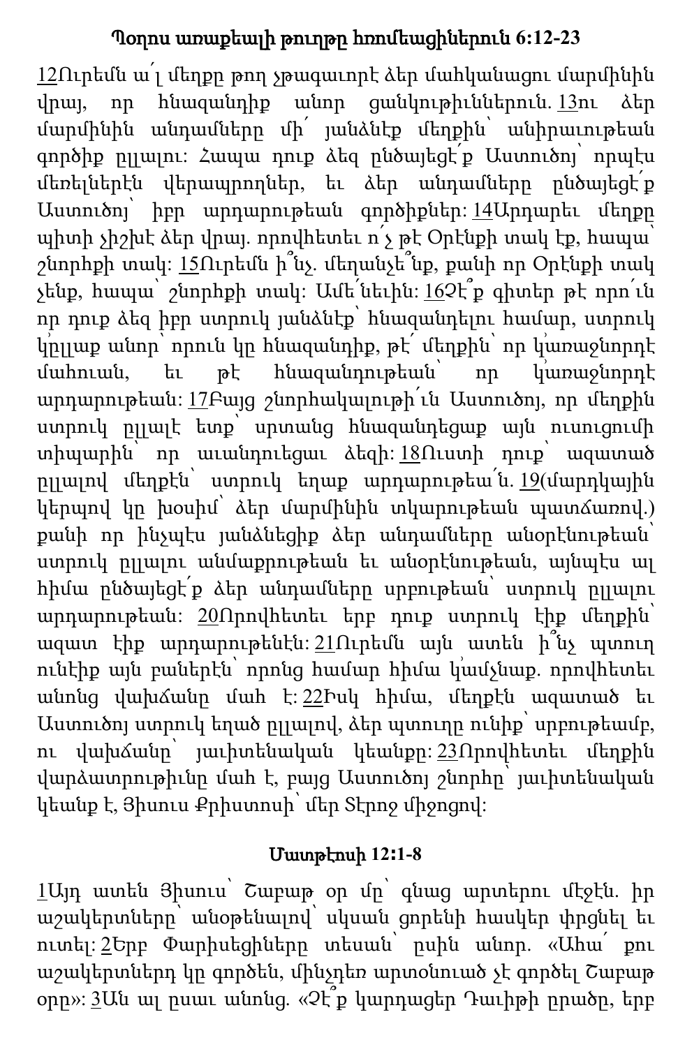**Պօղոս առաքեալի թուղթը հռոմեացիներուն 6:12-23**

12Ուրեմն ա՛լ մեղքը թող չթագաւորէ ձեր մահկանացու մարմինին վրայ, որ հնազանդիք անոր ցանկութիւններուն. 13ու ձեր մարմինին անդամները մի՛ յանձնէք մեղքին՝ անիրաւութեան գործիք ըլլալու: Հապա դուք ձեզ ընծայեցէ՛ք Աստուծոյ՝ որպէս մեռելներէն վերապրողներ, եւ ձեր անդամները ընծայեցէ՛ք Աստուծոյ՝ իբր արդարութեան գործիքներ: 14Արդարեւ մեղքը պիտի չիշխէ ձեր վրայ. որովհետեւ ո՛չ թէ Օրէնքի տակ էք, հապա՝ շնորհքի տակ: 15Ուրեմն ի՞նչ. մեղանչե՞նք, քանի որ Օրէնքի տակ չենք, հապա՝ շնորհքի տակ: Ամե՛նեւին: 16Չէ՞ք գիտեր թէ որո՛ւն որ դուք ձեզ իբր ստրուկ յանձնէք՝ հնազանդելու համար, ստրուկ կ՚ըլլաք անոր՝ որուն կը հնազանդիք, թէ՛ մեղքին՝ որ կ՚առաջնորդէ մահուան, եւ թէ հնազանդութեան՝ որ կ՚առաջնորդէ արդարութեան: 17Բայց շնորհակալութի՛ւն Աստուծոյ, որ մեղքին ստրուկ ըլլալէ ետք՝ սրտանց հնազանդեցաք այն ուսուցումի տիպարին՝ որ աւանդուեցաւ ձեզի: 18Ուստի դուք՝ ազատած ըլլալով մեղքէն՝ ստրուկ եղաք արդարութեա՛ն. 19(մարդկային կերպով կը խօսիմ՝ ձեր մարմինին տկարութեան պատճառով.) քանի որ ինչպէս յանձնեցիք ձեր անդամները անօրէնութեան՝ ստրուկ ըլլալու անմաքրութեան եւ անօրէնութեան, այնպէս ալ հիմա ընծայեցէ՛ք ձեր անդամները սրբութեան՝ ստրուկ ըլլալու արդարութեան: 20Որովհետեւ երբ դուք ստրուկ էիք մեղքին՝ ազատ էիք արդարութենէն: 21Ուրեմն այն ատեն ի՞նչ պտուղ ունէիք այն բաներէն՝ որոնց համար հիմա կ՚ամչնաք. որովհետեւ անոնց վախճանը մահ է: 22Իսկ հիմա, մեղքէն ազատած եւ Աստուծոյ ստրուկ եղած ըլլալով, ձեր պտուղը ունիք՝ սրբութեամբ, ու վախճանը՝ յաւիտենական կեանքը: 23Որովհետեւ մեղքին վարձատրութիւնը մահ է, բայց Աստուծոյ շնորհը՝ յաւիտենական կեանք է, Յիսուս Քրիստոսի՝ մեր Տէրոջ միջոցով:

**Մատթէոսի 12:1-8**

1Այդ ատեն Յիսուս՝ Շաբաթ օր մը՝ գնաց արտերու մէջէն. իր աշակերտները՝ անօթենալով՝ սկսան ցորենի հասկեր փրցնել եւ ուտել: 2Երբ Փարիսեցիները տեսան՝ ըսին անոր. «Ահա՛ քու աշակերտներդ կը գործեն, ինչ որ արտօնուած չէ գործել Շաբաթ օրը»: 3Ան ալ ըսաւ անոնց. «Չէ՞ք կարդացեր Դաւիթի ըրածը, երբ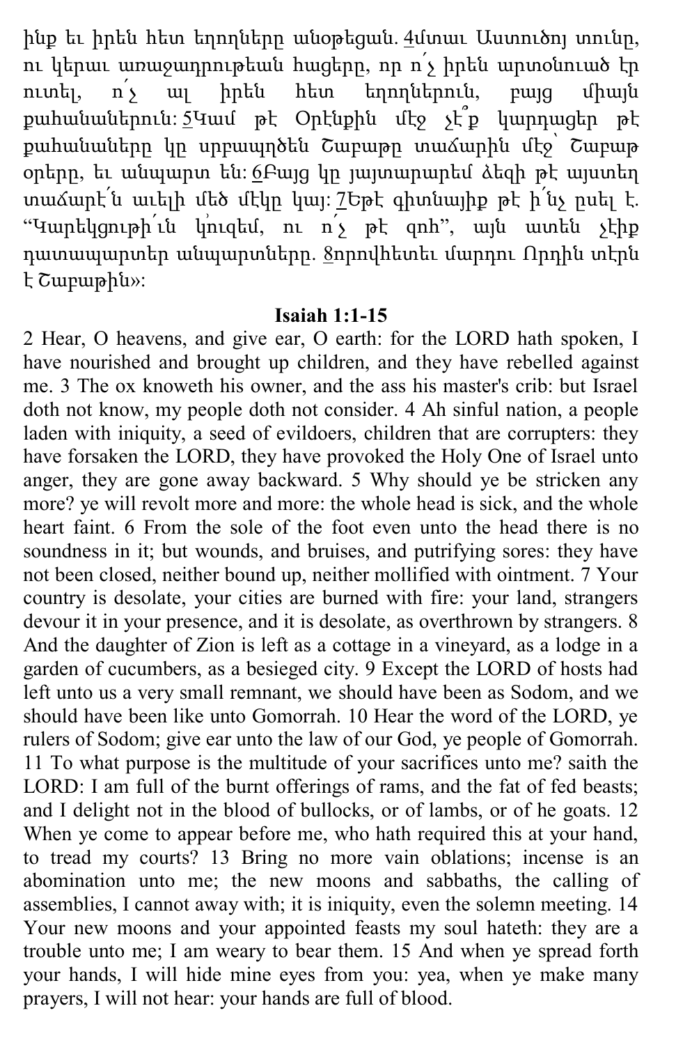ինք եւ իրեն հետ եղողները անօթեցան. 4մտաւ Աստուծոյ տունը, ու կերաւ առաջադրութեան հացերը, որ ո՛չ իրեն արտօնուած էր ուտել, ո՛չ ալ իրեն հետ եղողներուն, բայց միայն քահանաներուն: 5Կամ թէ Օրէնքին մէջ չէ՞ք կարդացեր թէ քահանաները կը սրբապղծեն Շաբաթը տաճարին մէջ՝ Շաբաթ օրերը, եւ անպարտ են: 6Բայց կը յայտարարեմ ձեզի թէ այստեղ տաճարէ՛ն աւելի մեծ մէկը կայ: 7Եթէ գիտնայիք թէ ի՛նչ ըսել է. “Կարեկցութի՛ւն կ՚ուզեմ, ու ո՛չ թէ զոհ”, այն ատեն չէիք դատապարտեր անպարտները. 8որովհետեւ մարդու Որդին տէրն է Շաբաթին»:

**Isaiah 1:1-15**

2 Hear, O heavens, and give ear, O earth: for the LORD hath spoken, I have nourished and brought up children, and they have rebelled against me. 3 The ox knoweth his owner, and the ass his master's crib: but Israel doth not know, my people doth not consider. 4 Ah sinful nation, a people laden with iniquity, a seed of evildoers, children that are corrupters: they have forsaken the LORD, they have provoked the Holy One of Israel unto anger, they are gone away backward. 5 Why should ye be stricken any more? ye will revolt more and more: the whole head is sick, and the whole heart faint. 6 From the sole of the foot even unto the head there is no soundness in it; but wounds, and bruises, and putrifying sores: they have not been closed, neither bound up, neither mollified with ointment. 7 Your country is desolate, your cities are burned with fire: your land, strangers devour it in your presence, and it is desolate, as overthrown by strangers. 8 And the daughter of Zion is left as a cottage in a vineyard, as a lodge in a garden of cucumbers, as a besieged city. 9 Except the LORD of hosts had left unto us a very small remnant, we should have been as Sodom, and we should have been like unto Gomorrah. 10 Hear the word of the LORD, ye rulers of Sodom; give ear unto the law of our God, ye people of Gomorrah. 11 To what purpose is the multitude of your sacrifices unto me? saith the LORD: I am full of the burnt offerings of rams, and the fat of fed beasts; and I delight not in the blood of bullocks, or of lambs, or of he goats. 12 When ye come to appear before me, who hath required this at your hand, to tread my courts? 13 Bring no more vain oblations; incense is an abomination unto me; the new moons and sabbaths, the calling of assemblies, I cannot away with; it is iniquity, even the solemn meeting. 14 Your new moons and your appointed feasts my soul hateth: they are a trouble unto me; I am weary to bear them. 15 And when ye spread forth your hands, I will hide mine eyes from you: yea, when ye make many prayers, I will not hear: your hands are full of blood.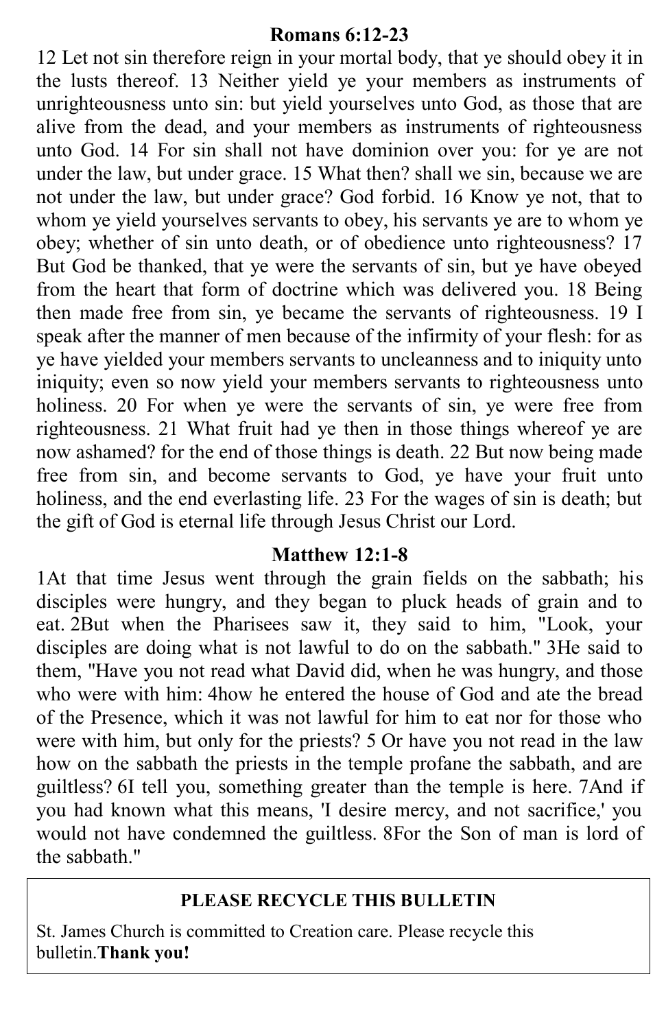## Romans 6:12-23

12 Let not sin therefore reign in your mortal body, that ye should obey it in the lusts thereof. 13 Neither yield ye your members as instruments of unrighteousness unto sin: but yield yourselves unto God, as those that are alive from the dead, and your members as instruments of righteousness unto God. 14 For sin shall not have dominion over you: for ye are not under the law, but under grace. 15 What then? shall we sin, because we are not under the law, but under grace? God forbid. 16 Know ye not, that to whom ye yield yourselves servants to obey, his servants ye are to whom ye obey; whether of sin unto death, or of obedience unto righteousness? 17 But God be thanked, that ye were the servants of sin, but ye have obeyed from the heart that form of doctrine which was delivered you. 18 Being then made free from sin, ye became the servants of righteousness. 19 I speak after the manner of men because of the infirmity of your flesh: for as ye have yielded your members servants to uncleanness and to iniquity unto iniquity; even so now yield your members servants to righteousness unto holiness. 20 For when ye were the servants of sin, ye were free from righteousness. 21 What fruit had ye then in those things whereof ye are now ashamed? for the end of those things is death. 22 But now being made free from sin, and become servants to God, ye have your fruit unto holiness, and the end everlasting life. 23 For the wages of sin is death; but the gift of God is eternal life through Jesus Christ our Lord.

## Matthew 12:1-8

1At that time Jesus went through the grain fields on the sabbath; his disciples were hungry, and they began to pluck heads of grain and to eat. 2But when the Pharisees saw it, they said to him, "Look, your disciples are doing what is not lawful to do on the sabbath." 3He said to them, "Have you not read what David did, when he was hungry, and those who were with him: 4how he entered the house of God and ate the bread of the Presence, which it was not lawful for him to eat nor for those who were with him, but only for the priests? 5 Or have you not read in the law how on the sabbath the priests in the temple profane the sabbath, and are guiltless? 6I tell you, something greater than the temple is here. 7And if you had known what this means, 'I desire mercy, and not sacrifice,' you would not have condemned the guiltless. 8For the Son of man is lord of the sabbath."

**PLEASE RECYCLE THIS BULLETIN**

St. James Church is committed to Creation care. Please recycle this bulletin.**Thank you!**